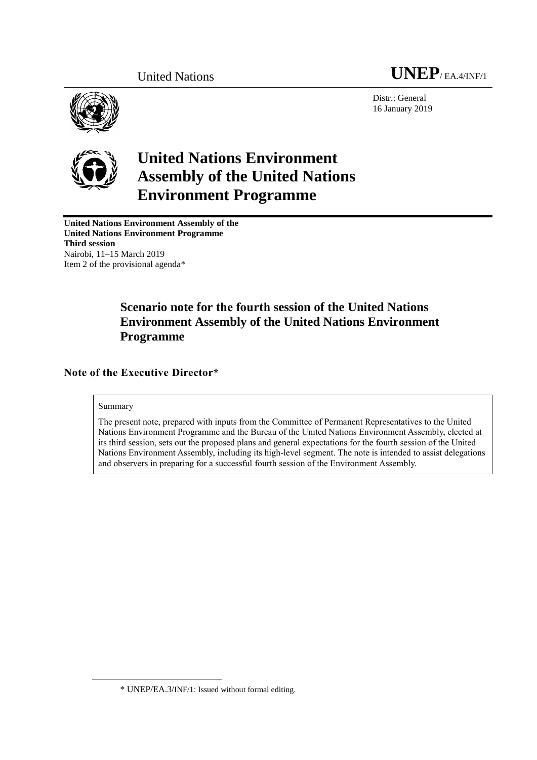United Nations **UNEP**/ EA.4/INF/1

Distr.: General
16 January 2019

# United Nations Environment Assembly of the United Nations Environment Programme

**United Nations Environment Assembly of the United Nations Environment Programme**
**Third session**
Nairobi, 11–15 March 2019
Item 2 of the provisional agenda*

## Scenario note for the fourth session of the United Nations Environment Assembly of the United Nations Environment Programme

### Note of the Executive Director*

Summary

The present note, prepared with inputs from the Committee of Permanent Representatives to the United Nations Environment Programme and the Bureau of the United Nations Environment Assembly, elected at its third session, sets out the proposed plans and general expectations for the fourth session of the United Nations Environment Assembly, including its high-level segment. The note is intended to assist delegations and observers in preparing for a successful fourth session of the Environment Assembly.

\* UNEP/EA.3/INF/1: Issued without formal editing.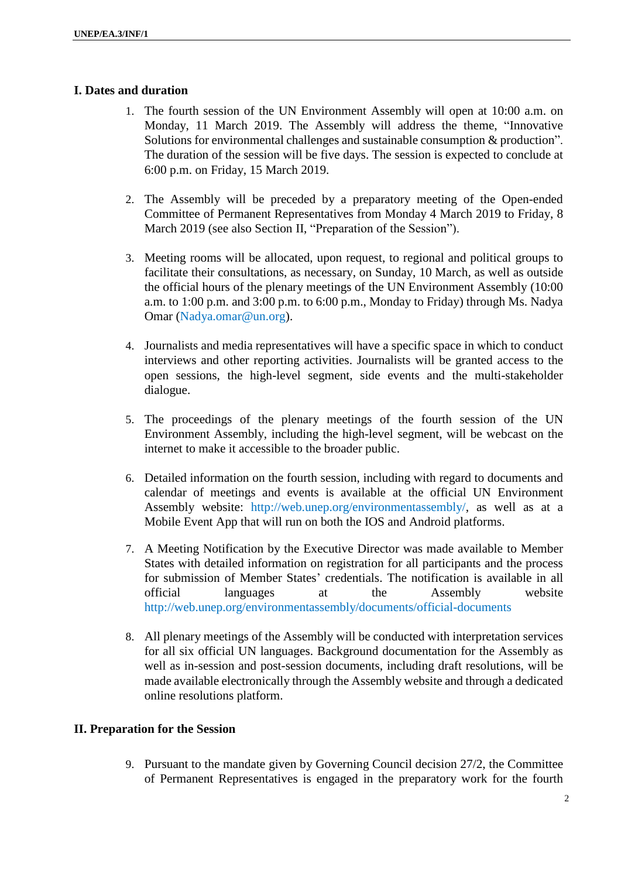## I. Dates and duration

1. The fourth session of the UN Environment Assembly will open at 10:00 a.m. on Monday, 11 March 2019. The Assembly will address the theme, "Innovative Solutions for environmental challenges and sustainable consumption & production". The duration of the session will be five days. The session is expected to conclude at 6:00 p.m. on Friday, 15 March 2019.

2. The Assembly will be preceded by a preparatory meeting of the Open-ended Committee of Permanent Representatives from Monday 4 March 2019 to Friday, 8 March 2019 (see also Section II, "Preparation of the Session").

3. Meeting rooms will be allocated, upon request, to regional and political groups to facilitate their consultations, as necessary, on Sunday, 10 March, as well as outside the official hours of the plenary meetings of the UN Environment Assembly (10:00 a.m. to 1:00 p.m. and 3:00 p.m. to 6:00 p.m., Monday to Friday) through Ms. Nadya Omar (Nadya.omar@un.org).

4. Journalists and media representatives will have a specific space in which to conduct interviews and other reporting activities. Journalists will be granted access to the open sessions, the high-level segment, side events and the multi-stakeholder dialogue.

5. The proceedings of the plenary meetings of the fourth session of the UN Environment Assembly, including the high-level segment, will be webcast on the internet to make it accessible to the broader public.

6. Detailed information on the fourth session, including with regard to documents and calendar of meetings and events is available at the official UN Environment Assembly website: http://web.unep.org/environmentassembly/, as well as at a Mobile Event App that will run on both the IOS and Android platforms.

7. A Meeting Notification by the Executive Director was made available to Member States with detailed information on registration for all participants and the process for submission of Member States' credentials. The notification is available in all official languages at the Assembly website http://web.unep.org/environmentassembly/documents/official-documents

8. All plenary meetings of the Assembly will be conducted with interpretation services for all six official UN languages. Background documentation for the Assembly as well as in-session and post-session documents, including draft resolutions, will be made available electronically through the Assembly website and through a dedicated online resolutions platform.

## II. Preparation for the Session

9. Pursuant to the mandate given by Governing Council decision 27/2, the Committee of Permanent Representatives is engaged in the preparatory work for the fourth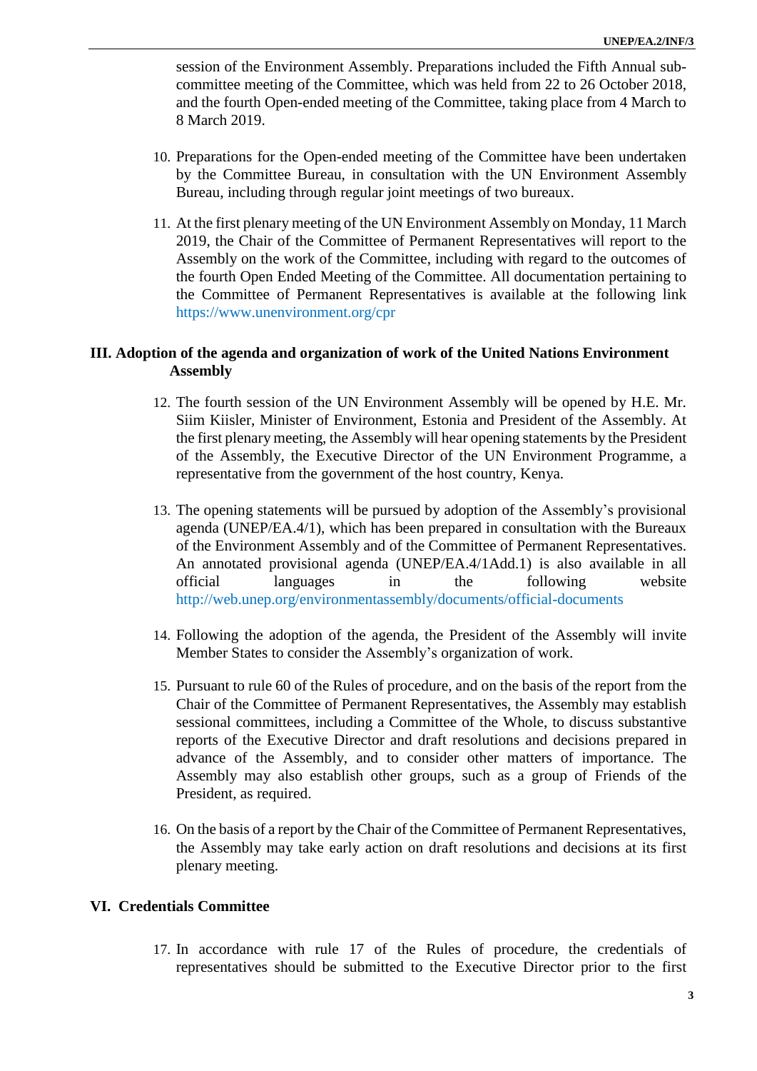session of the Environment Assembly. Preparations included the Fifth Annual sub-committee meeting of the Committee, which was held from 22 to 26 October 2018, and the fourth Open-ended meeting of the Committee, taking place from 4 March to 8 March 2019.

10. Preparations for the Open-ended meeting of the Committee have been undertaken by the Committee Bureau, in consultation with the UN Environment Assembly Bureau, including through regular joint meetings of two bureaux.

11. At the first plenary meeting of the UN Environment Assembly on Monday, 11 March 2019, the Chair of the Committee of Permanent Representatives will report to the Assembly on the work of the Committee, including with regard to the outcomes of the fourth Open Ended Meeting of the Committee. All documentation pertaining to the Committee of Permanent Representatives is available at the following link https://www.unenvironment.org/cpr

## III. Adoption of the agenda and organization of work of the United Nations Environment Assembly

12. The fourth session of the UN Environment Assembly will be opened by H.E. Mr. Siim Kiisler, Minister of Environment, Estonia and President of the Assembly. At the first plenary meeting, the Assembly will hear opening statements by the President of the Assembly, the Executive Director of the UN Environment Programme, a representative from the government of the host country, Kenya.

13. The opening statements will be pursued by adoption of the Assembly's provisional agenda (UNEP/EA.4/1), which has been prepared in consultation with the Bureaux of the Environment Assembly and of the Committee of Permanent Representatives. An annotated provisional agenda (UNEP/EA.4/1Add.1) is also available in all official languages in the following website http://web.unep.org/environmentassembly/documents/official-documents

14. Following the adoption of the agenda, the President of the Assembly will invite Member States to consider the Assembly's organization of work.

15. Pursuant to rule 60 of the Rules of procedure, and on the basis of the report from the Chair of the Committee of Permanent Representatives, the Assembly may establish sessional committees, including a Committee of the Whole, to discuss substantive reports of the Executive Director and draft resolutions and decisions prepared in advance of the Assembly, and to consider other matters of importance. The Assembly may also establish other groups, such as a group of Friends of the President, as required.

16. On the basis of a report by the Chair of the Committee of Permanent Representatives, the Assembly may take early action on draft resolutions and decisions at its first plenary meeting.

## VI. Credentials Committee

17. In accordance with rule 17 of the Rules of procedure, the credentials of representatives should be submitted to the Executive Director prior to the first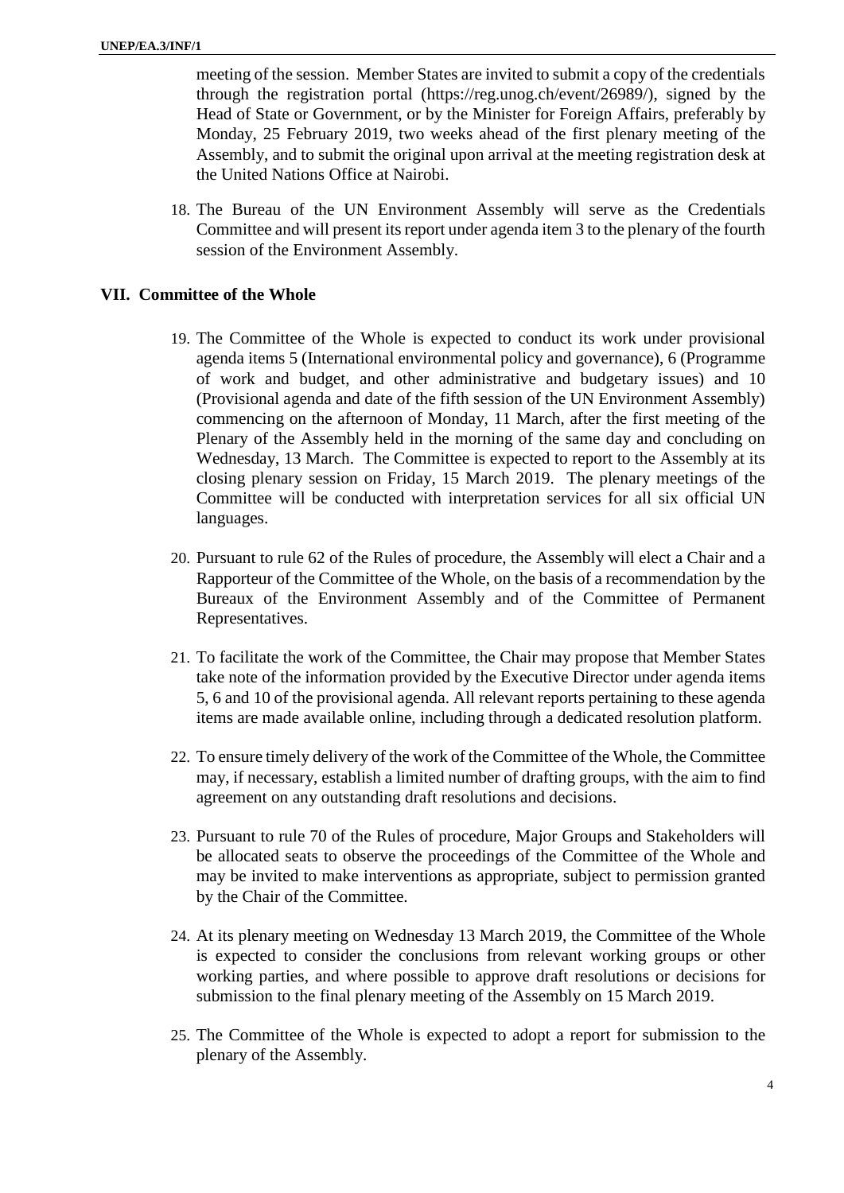meeting of the session. Member States are invited to submit a copy of the credentials through the registration portal (https://reg.unog.ch/event/26989/), signed by the Head of State or Government, or by the Minister for Foreign Affairs, preferably by Monday, 25 February 2019, two weeks ahead of the first plenary meeting of the Assembly, and to submit the original upon arrival at the meeting registration desk at the United Nations Office at Nairobi.

18. The Bureau of the UN Environment Assembly will serve as the Credentials Committee and will present its report under agenda item 3 to the plenary of the fourth session of the Environment Assembly.

## VII. Committee of the Whole

19. The Committee of the Whole is expected to conduct its work under provisional agenda items 5 (International environmental policy and governance), 6 (Programme of work and budget, and other administrative and budgetary issues) and 10 (Provisional agenda and date of the fifth session of the UN Environment Assembly) commencing on the afternoon of Monday, 11 March, after the first meeting of the Plenary of the Assembly held in the morning of the same day and concluding on Wednesday, 13 March. The Committee is expected to report to the Assembly at its closing plenary session on Friday, 15 March 2019. The plenary meetings of the Committee will be conducted with interpretation services for all six official UN languages.

20. Pursuant to rule 62 of the Rules of procedure, the Assembly will elect a Chair and a Rapporteur of the Committee of the Whole, on the basis of a recommendation by the Bureaux of the Environment Assembly and of the Committee of Permanent Representatives.

21. To facilitate the work of the Committee, the Chair may propose that Member States take note of the information provided by the Executive Director under agenda items 5, 6 and 10 of the provisional agenda. All relevant reports pertaining to these agenda items are made available online, including through a dedicated resolution platform.

22. To ensure timely delivery of the work of the Committee of the Whole, the Committee may, if necessary, establish a limited number of drafting groups, with the aim to find agreement on any outstanding draft resolutions and decisions.

23. Pursuant to rule 70 of the Rules of procedure, Major Groups and Stakeholders will be allocated seats to observe the proceedings of the Committee of the Whole and may be invited to make interventions as appropriate, subject to permission granted by the Chair of the Committee.

24. At its plenary meeting on Wednesday 13 March 2019, the Committee of the Whole is expected to consider the conclusions from relevant working groups or other working parties, and where possible to approve draft resolutions or decisions for submission to the final plenary meeting of the Assembly on 15 March 2019.

25. The Committee of the Whole is expected to adopt a report for submission to the plenary of the Assembly.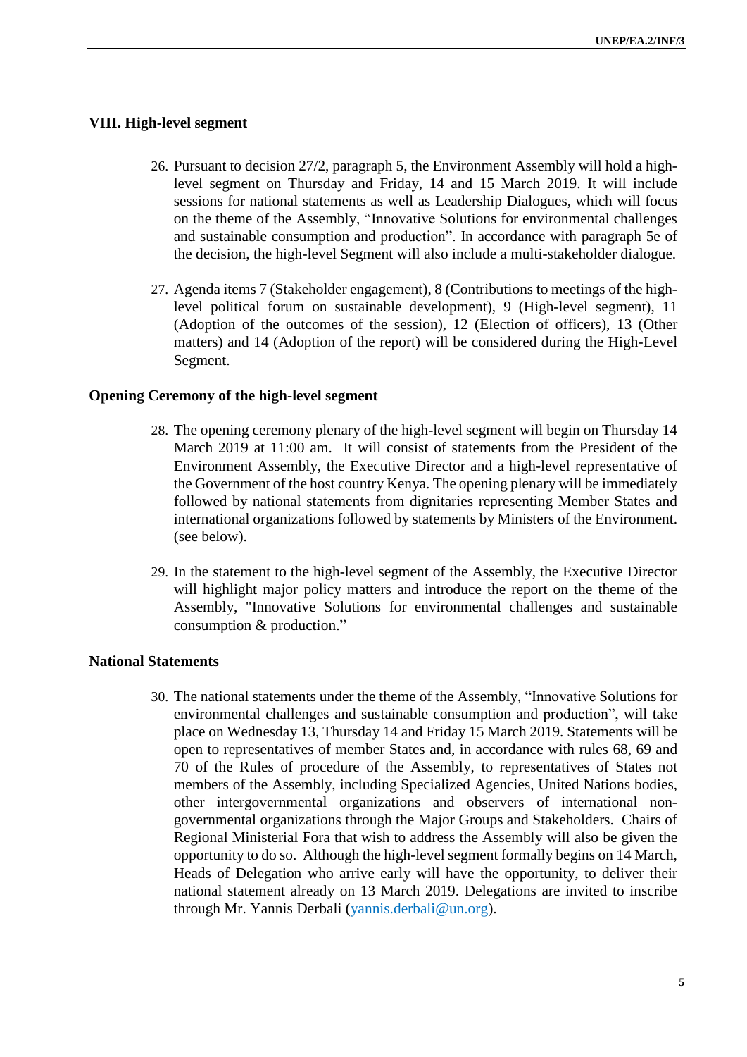## VIII. High-level segment

26. Pursuant to decision 27/2, paragraph 5, the Environment Assembly will hold a high-level segment on Thursday and Friday, 14 and 15 March 2019. It will include sessions for national statements as well as Leadership Dialogues, which will focus on the theme of the Assembly, "Innovative Solutions for environmental challenges and sustainable consumption and production". In accordance with paragraph 5e of the decision, the high-level Segment will also include a multi-stakeholder dialogue.

27. Agenda items 7 (Stakeholder engagement), 8 (Contributions to meetings of the high-level political forum on sustainable development), 9 (High-level segment), 11 (Adoption of the outcomes of the session), 12 (Election of officers), 13 (Other matters) and 14 (Adoption of the report) will be considered during the High-Level Segment.

### Opening Ceremony of the high-level segment

28. The opening ceremony plenary of the high-level segment will begin on Thursday 14 March 2019 at 11:00 am. It will consist of statements from the President of the Environment Assembly, the Executive Director and a high-level representative of the Government of the host country Kenya. The opening plenary will be immediately followed by national statements from dignitaries representing Member States and international organizations followed by statements by Ministers of the Environment. (see below).

29. In the statement to the high-level segment of the Assembly, the Executive Director will highlight major policy matters and introduce the report on the theme of the Assembly, "Innovative Solutions for environmental challenges and sustainable consumption & production."

### National Statements

30. The national statements under the theme of the Assembly, "Innovative Solutions for environmental challenges and sustainable consumption and production", will take place on Wednesday 13, Thursday 14 and Friday 15 March 2019. Statements will be open to representatives of member States and, in accordance with rules 68, 69 and 70 of the Rules of procedure of the Assembly, to representatives of States not members of the Assembly, including Specialized Agencies, United Nations bodies, other intergovernmental organizations and observers of international non-governmental organizations through the Major Groups and Stakeholders. Chairs of Regional Ministerial Fora that wish to address the Assembly will also be given the opportunity to do so. Although the high-level segment formally begins on 14 March, Heads of Delegation who arrive early will have the opportunity, to deliver their national statement already on 13 March 2019. Delegations are invited to inscribe through Mr. Yannis Derbali (yannis.derbali@un.org).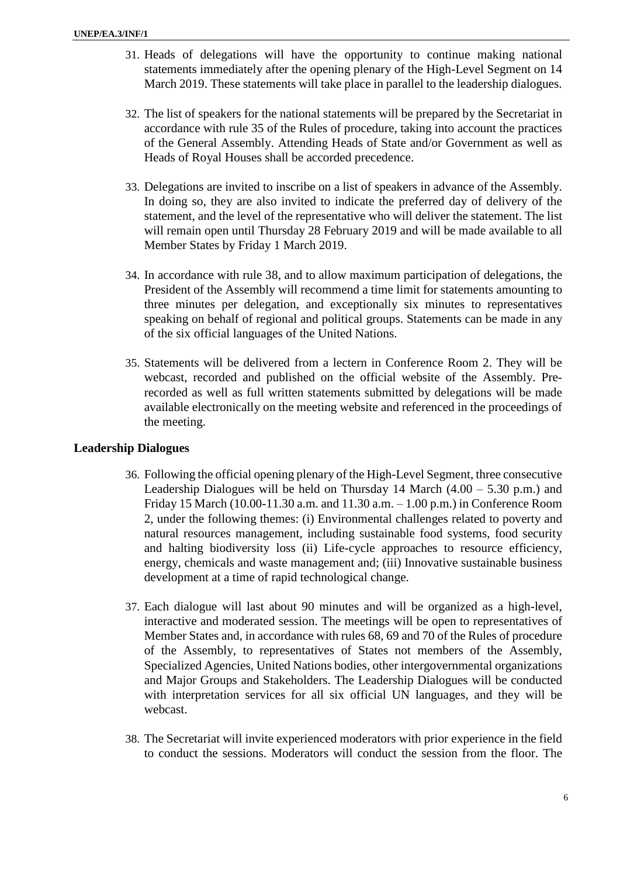31. Heads of delegations will have the opportunity to continue making national statements immediately after the opening plenary of the High-Level Segment on 14 March 2019. These statements will take place in parallel to the leadership dialogues.

32. The list of speakers for the national statements will be prepared by the Secretariat in accordance with rule 35 of the Rules of procedure, taking into account the practices of the General Assembly. Attending Heads of State and/or Government as well as Heads of Royal Houses shall be accorded precedence.

33. Delegations are invited to inscribe on a list of speakers in advance of the Assembly. In doing so, they are also invited to indicate the preferred day of delivery of the statement, and the level of the representative who will deliver the statement. The list will remain open until Thursday 28 February 2019 and will be made available to all Member States by Friday 1 March 2019.

34. In accordance with rule 38, and to allow maximum participation of delegations, the President of the Assembly will recommend a time limit for statements amounting to three minutes per delegation, and exceptionally six minutes to representatives speaking on behalf of regional and political groups. Statements can be made in any of the six official languages of the United Nations.

35. Statements will be delivered from a lectern in Conference Room 2. They will be webcast, recorded and published on the official website of the Assembly. Pre-recorded as well as full written statements submitted by delegations will be made available electronically on the meeting website and referenced in the proceedings of the meeting.

**Leadership Dialogues**

36. Following the official opening plenary of the High-Level Segment, three consecutive Leadership Dialogues will be held on Thursday 14 March (4.00 – 5.30 p.m.) and Friday 15 March (10.00-11.30 a.m. and 11.30 a.m. – 1.00 p.m.) in Conference Room 2, under the following themes: (i) Environmental challenges related to poverty and natural resources management, including sustainable food systems, food security and halting biodiversity loss (ii) Life-cycle approaches to resource efficiency, energy, chemicals and waste management and; (iii) Innovative sustainable business development at a time of rapid technological change.

37. Each dialogue will last about 90 minutes and will be organized as a high-level, interactive and moderated session. The meetings will be open to representatives of Member States and, in accordance with rules 68, 69 and 70 of the Rules of procedure of the Assembly, to representatives of States not members of the Assembly, Specialized Agencies, United Nations bodies, other intergovernmental organizations and Major Groups and Stakeholders. The Leadership Dialogues will be conducted with interpretation services for all six official UN languages, and they will be webcast.

38. The Secretariat will invite experienced moderators with prior experience in the field to conduct the sessions. Moderators will conduct the session from the floor. The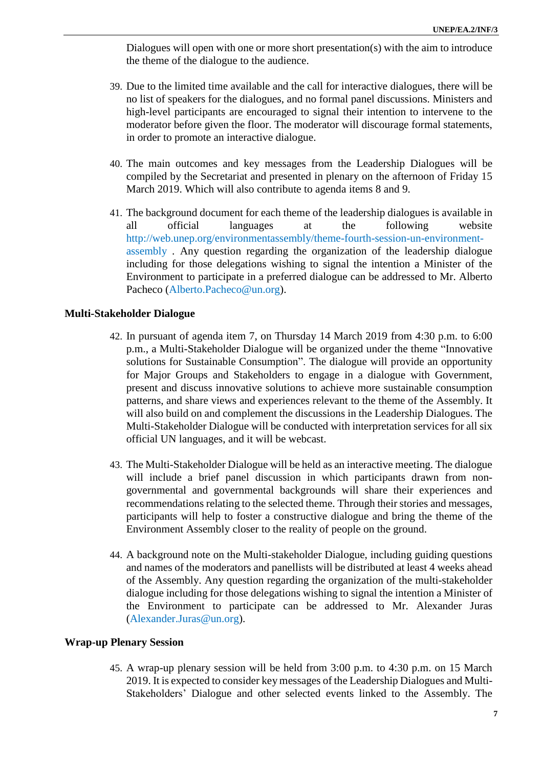Dialogues will open with one or more short presentation(s) with the aim to introduce the theme of the dialogue to the audience.

39. Due to the limited time available and the call for interactive dialogues, there will be no list of speakers for the dialogues, and no formal panel discussions. Ministers and high-level participants are encouraged to signal their intention to intervene to the moderator before given the floor. The moderator will discourage formal statements, in order to promote an interactive dialogue.

40. The main outcomes and key messages from the Leadership Dialogues will be compiled by the Secretariat and presented in plenary on the afternoon of Friday 15 March 2019. Which will also contribute to agenda items 8 and 9.

41. The background document for each theme of the leadership dialogues is available in all official languages at the following website http://web.unep.org/environmentassembly/theme-fourth-session-un-environment-assembly . Any question regarding the organization of the leadership dialogue including for those delegations wishing to signal the intention a Minister of the Environment to participate in a preferred dialogue can be addressed to Mr. Alberto Pacheco (Alberto.Pacheco@un.org).

## Multi-Stakeholder Dialogue

42. In pursuant of agenda item 7, on Thursday 14 March 2019 from 4:30 p.m. to 6:00 p.m., a Multi-Stakeholder Dialogue will be organized under the theme "Innovative solutions for Sustainable Consumption". The dialogue will provide an opportunity for Major Groups and Stakeholders to engage in a dialogue with Government, present and discuss innovative solutions to achieve more sustainable consumption patterns, and share views and experiences relevant to the theme of the Assembly. It will also build on and complement the discussions in the Leadership Dialogues. The Multi-Stakeholder Dialogue will be conducted with interpretation services for all six official UN languages, and it will be webcast.

43. The Multi-Stakeholder Dialogue will be held as an interactive meeting. The dialogue will include a brief panel discussion in which participants drawn from non-governmental and governmental backgrounds will share their experiences and recommendations relating to the selected theme. Through their stories and messages, participants will help to foster a constructive dialogue and bring the theme of the Environment Assembly closer to the reality of people on the ground.

44. A background note on the Multi-stakeholder Dialogue, including guiding questions and names of the moderators and panellists will be distributed at least 4 weeks ahead of the Assembly. Any question regarding the organization of the multi-stakeholder dialogue including for those delegations wishing to signal the intention a Minister of the Environment to participate can be addressed to Mr. Alexander Juras (Alexander.Juras@un.org).

## Wrap-up Plenary Session

45. A wrap-up plenary session will be held from 3:00 p.m. to 4:30 p.m. on 15 March 2019. It is expected to consider key messages of the Leadership Dialogues and Multi-Stakeholders' Dialogue and other selected events linked to the Assembly. The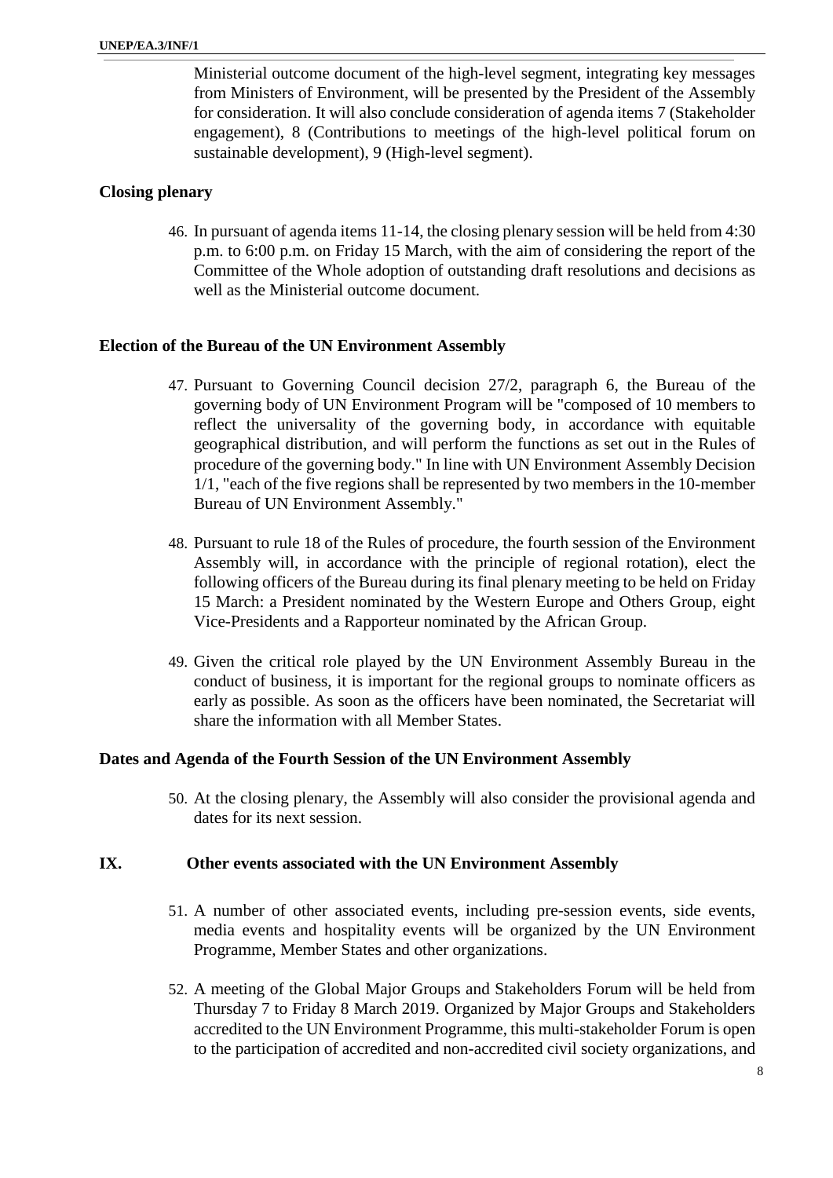Ministerial outcome document of the high-level segment, integrating key messages from Ministers of Environment, will be presented by the President of the Assembly for consideration. It will also conclude consideration of agenda items 7 (Stakeholder engagement), 8 (Contributions to meetings of the high-level political forum on sustainable development), 9 (High-level segment).

**Closing plenary**

46. In pursuant of agenda items 11-14, the closing plenary session will be held from 4:30 p.m. to 6:00 p.m. on Friday 15 March, with the aim of considering the report of the Committee of the Whole adoption of outstanding draft resolutions and decisions as well as the Ministerial outcome document.

**Election of the Bureau of the UN Environment Assembly**

47. Pursuant to Governing Council decision 27/2, paragraph 6, the Bureau of the governing body of UN Environment Program will be "composed of 10 members to reflect the universality of the governing body, in accordance with equitable geographical distribution, and will perform the functions as set out in the Rules of procedure of the governing body." In line with UN Environment Assembly Decision 1/1, "each of the five regions shall be represented by two members in the 10-member Bureau of UN Environment Assembly."

48. Pursuant to rule 18 of the Rules of procedure, the fourth session of the Environment Assembly will, in accordance with the principle of regional rotation), elect the following officers of the Bureau during its final plenary meeting to be held on Friday 15 March: a President nominated by the Western Europe and Others Group, eight Vice-Presidents and a Rapporteur nominated by the African Group.

49. Given the critical role played by the UN Environment Assembly Bureau in the conduct of business, it is important for the regional groups to nominate officers as early as possible. As soon as the officers have been nominated, the Secretariat will share the information with all Member States.

**Dates and Agenda of the Fourth Session of the UN Environment Assembly**

50. At the closing plenary, the Assembly will also consider the provisional agenda and dates for its next session.

## IX. Other events associated with the UN Environment Assembly

51. A number of other associated events, including pre-session events, side events, media events and hospitality events will be organized by the UN Environment Programme, Member States and other organizations.

52. A meeting of the Global Major Groups and Stakeholders Forum will be held from Thursday 7 to Friday 8 March 2019. Organized by Major Groups and Stakeholders accredited to the UN Environment Programme, this multi-stakeholder Forum is open to the participation of accredited and non-accredited civil society organizations, and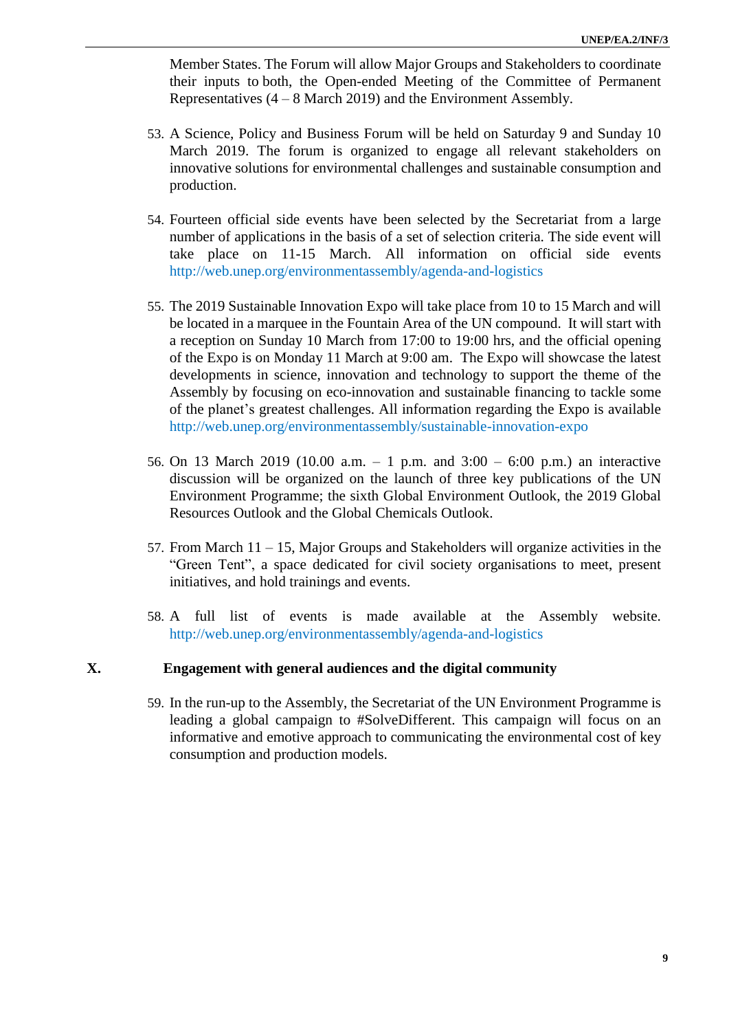Member States. The Forum will allow Major Groups and Stakeholders to coordinate their inputs to both, the Open-ended Meeting of the Committee of Permanent Representatives (4 – 8 March 2019) and the Environment Assembly.

53. A Science, Policy and Business Forum will be held on Saturday 9 and Sunday 10 March 2019. The forum is organized to engage all relevant stakeholders on innovative solutions for environmental challenges and sustainable consumption and production.

54. Fourteen official side events have been selected by the Secretariat from a large number of applications in the basis of a set of selection criteria. The side event will take place on 11-15 March. All information on official side events http://web.unep.org/environmentassembly/agenda-and-logistics

55. The 2019 Sustainable Innovation Expo will take place from 10 to 15 March and will be located in a marquee in the Fountain Area of the UN compound. It will start with a reception on Sunday 10 March from 17:00 to 19:00 hrs, and the official opening of the Expo is on Monday 11 March at 9:00 am. The Expo will showcase the latest developments in science, innovation and technology to support the theme of the Assembly by focusing on eco-innovation and sustainable financing to tackle some of the planet's greatest challenges. All information regarding the Expo is available http://web.unep.org/environmentassembly/sustainable-innovation-expo

56. On 13 March 2019 (10.00 a.m. – 1 p.m. and 3:00 – 6:00 p.m.) an interactive discussion will be organized on the launch of three key publications of the UN Environment Programme; the sixth Global Environment Outlook, the 2019 Global Resources Outlook and the Global Chemicals Outlook.

57. From March 11 – 15, Major Groups and Stakeholders will organize activities in the "Green Tent", a space dedicated for civil society organisations to meet, present initiatives, and hold trainings and events.

58. A full list of events is made available at the Assembly website. http://web.unep.org/environmentassembly/agenda-and-logistics

## X. Engagement with general audiences and the digital community

59. In the run-up to the Assembly, the Secretariat of the UN Environment Programme is leading a global campaign to #SolveDifferent. This campaign will focus on an informative and emotive approach to communicating the environmental cost of key consumption and production models.